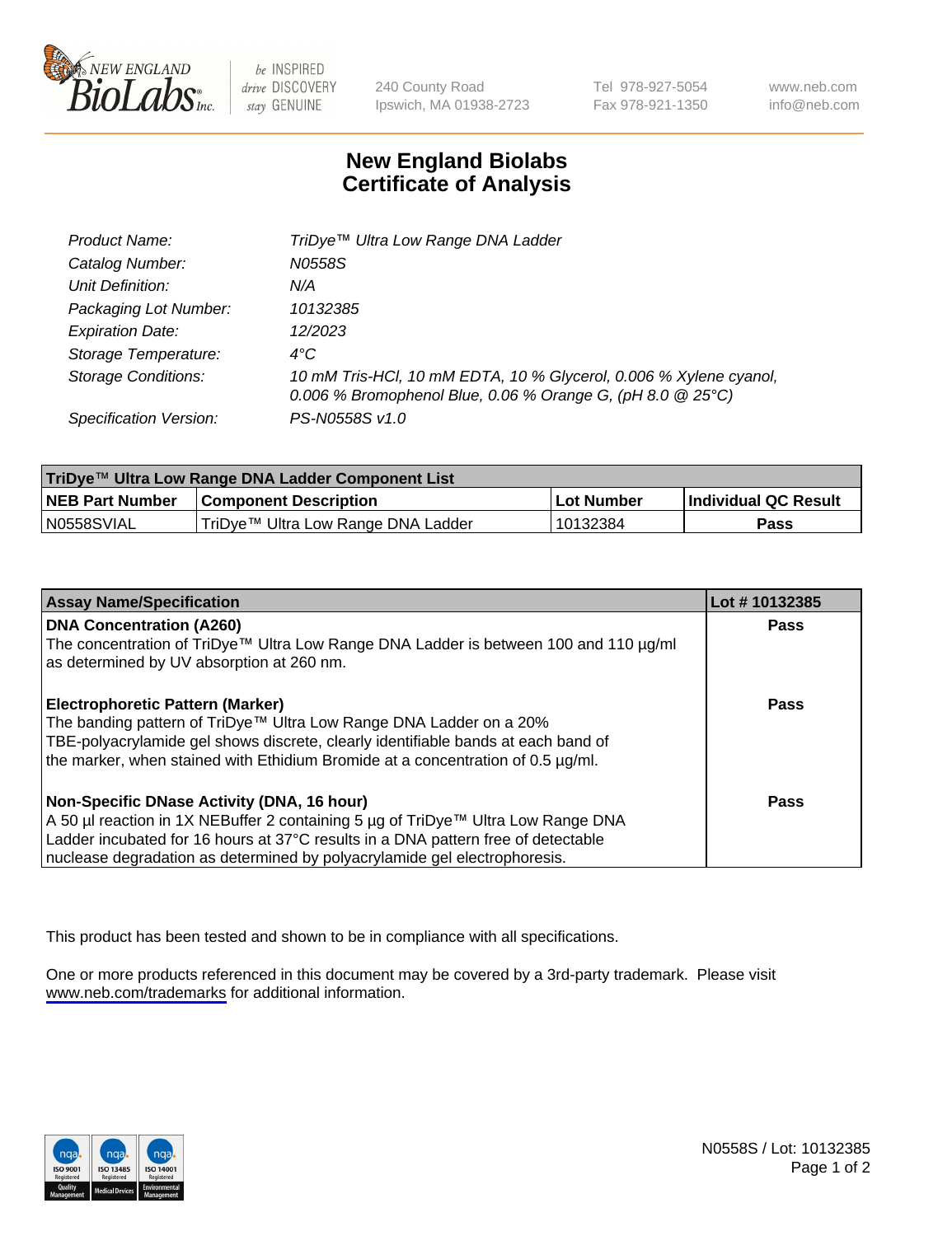NEW ENGLAND BioLabs Inc. — be INSPIRED drive DISCOVERY stay GENUINE

240 County Road
Ipswich, MA 01938-2723

Tel 978-927-5054
Fax 978-921-1350

www.neb.com
info@neb.com

# New England Biolabs
# Certificate of Analysis

| | |
|---|---|
| *Product Name:* | *TriDye™ Ultra Low Range DNA Ladder* |
| *Catalog Number:* | *N0558S* |
| *Unit Definition:* | *N/A* |
| *Packaging Lot Number:* | *10132385* |
| *Expiration Date:* | *12/2023* |
| *Storage Temperature:* | *4°C* |
| *Storage Conditions:* | *10 mM Tris-HCl, 10 mM EDTA, 10 % Glycerol, 0.006 % Xylene cyanol, 0.006 % Bromophenol Blue, 0.06 % Orange G, (pH 8.0 @ 25°C)* |
| *Specification Version:* | *PS-N0558S v1.0* |

| **TriDye™ Ultra Low Range DNA Ladder Component List** | | | |
|---|---|---|---|
| **NEB Part Number** | **Component Description** | **Lot Number** | **Individual QC Result** |
| N0558SVIAL | TriDye™ Ultra Low Range DNA Ladder | 10132384 | **Pass** |

| **Assay Name/Specification** | **Lot # 10132385** |
|---|---|
| **DNA Concentration (A260)**<br>The concentration of TriDye™ Ultra Low Range DNA Ladder is between 100 and 110 µg/ml as determined by UV absorption at 260 nm. | **Pass** |
| **Electrophoretic Pattern (Marker)**<br>The banding pattern of TriDye™ Ultra Low Range DNA Ladder on a 20% TBE-polyacrylamide gel shows discrete, clearly identifiable bands at each band of the marker, when stained with Ethidium Bromide at a concentration of 0.5 µg/ml. | **Pass** |
| **Non-Specific DNase Activity (DNA, 16 hour)**<br>A 50 µl reaction in 1X NEBuffer 2 containing 5 µg of TriDye™ Ultra Low Range DNA Ladder incubated for 16 hours at 37°C results in a DNA pattern free of detectable nuclease degradation as determined by polyacrylamide gel electrophoresis. | **Pass** |

This product has been tested and shown to be in compliance with all specifications.

One or more products referenced in this document may be covered by a 3rd-party trademark. Please visit www.neb.com/trademarks for additional information.

N0558S / Lot: 10132385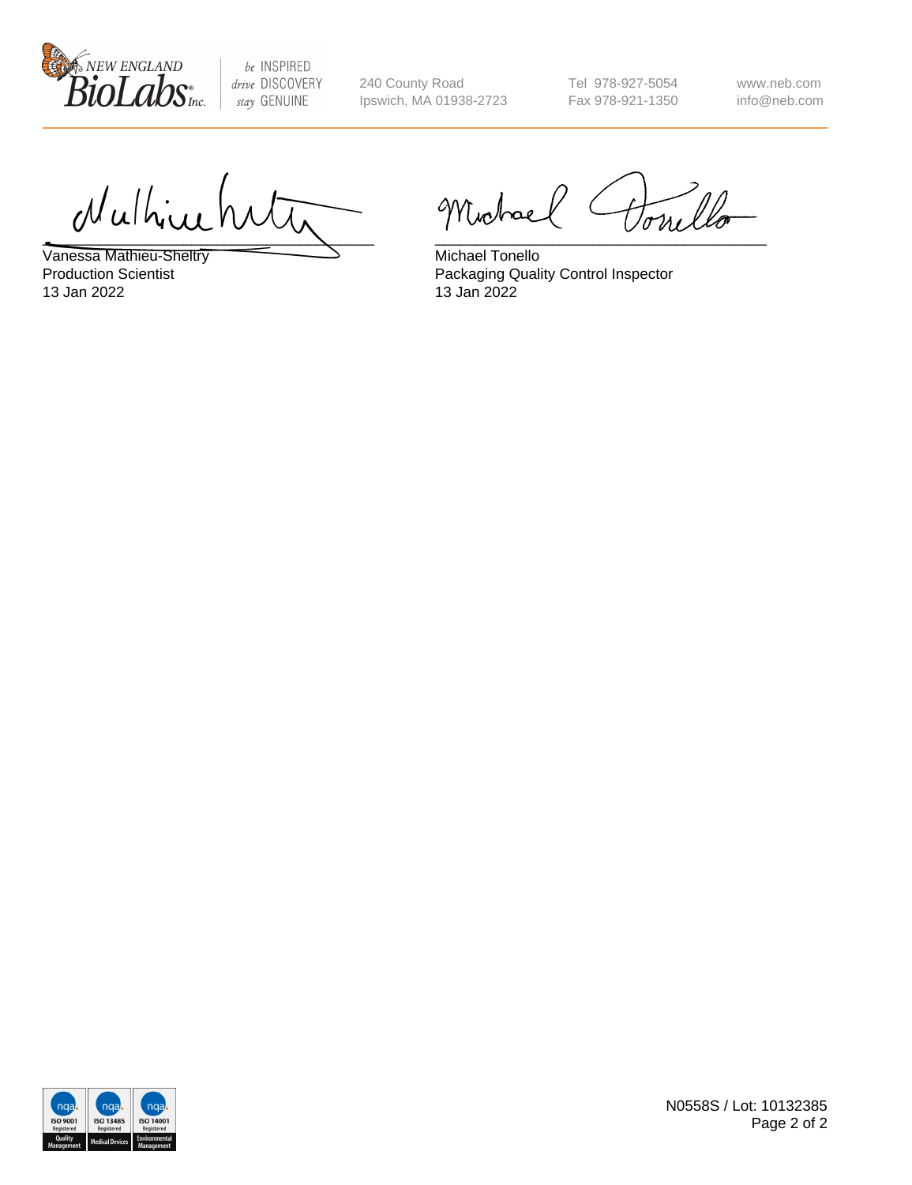NEW ENGLAND BioLabs® Inc.

be INSPIRED
drive DISCOVERY
stay GENUINE

240 County Road
Ipswich, MA 01938-2723

Tel 978-927-5054
Fax 978-921-1350

www.neb.com
info@neb.com

Vanessa Mathieu-Sheltry
Production Scientist
13 Jan 2022

Michael Tonello
Packaging Quality Control Inspector
13 Jan 2022

nqa ISO 9001 Registered Quality Management | nqa ISO 13485 Registered Medical Devices | nqa ISO 14001 Registered Environmental Management

N0558S / Lot: 10132385